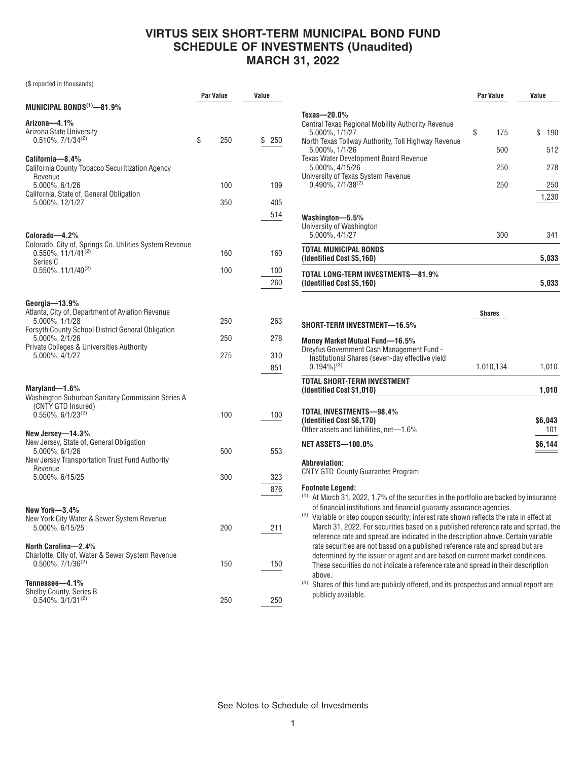# VIRTUS SEIX SHORT-TERM MUNICIPAL BOND FUND
# SCHEDULE OF INVESTMENTS (Unaudited)
# MARCH 31, 2022

($ reported in thousands)

| | Par Value | Value |
|---|---|---|
| **MUNICIPAL BONDS[(1)]—81.9%** | | |
| **Arizona—4.1%** | | |
| Arizona State University 0.510%, 7/1/34[(2)] | $ 250 | $ 250 |
| **California—8.4%** | | |
| California County Tobacco Securitization Agency Revenue 5.000%, 6/1/26 | 100 | 109 |
| California, State of, General Obligation 5.000%, 12/1/27 | 350 | 405 |
| | | 514 |
| **Colorado—4.2%** | | |
| Colorado, City of, Springs Co. Utilities System Revenue 0.550%, 11/1/41[(2)] | 160 | 160 |
| Series C 0.550%, 11/1/40[(2)] | 100 | 100 |
| | | 260 |
| **Georgia—13.9%** | | |
| Atlanta, City of, Department of Aviation Revenue 5.000%, 1/1/28 | 250 | 263 |
| Forsyth County School District General Obligation 5.000%, 2/1/26 | 250 | 278 |
| Private Colleges & Universities Authority 5.000%, 4/1/27 | 275 | 310 |
| | | 851 |
| **Maryland—1.6%** | | |
| Washington Suburban Sanitary Commission Series A (CNTY GTD Insured) 0.550%, 6/1/23[(2)] | 100 | 100 |
| **New Jersey—14.3%** | | |
| New Jersey, State of, General Obligation 5.000%, 6/1/26 | 500 | 553 |
| New Jersey Transportation Trust Fund Authority Revenue 5.000%, 6/15/25 | 300 | 323 |
| | | 876 |
| **New York—3.4%** | | |
| New York City Water & Sewer System Revenue 5.000%, 6/15/25 | 200 | 211 |
| **North Carolina—2.4%** | | |
| Charlotte, City of, Water & Sewer System Revenue 0.500%, 7/1/36[(2)] | 150 | 150 |
| **Tennessee—4.1%** | | |
| Shelby County, Series B 0.540%, 3/1/31[(2)] | 250 | 250 |
| **Texas—20.0%** | | |
| Central Texas Regional Mobility Authority Revenue 5.000%, 1/1/27 | $ 175 | $ 190 |
| North Texas Tollway Authority, Toll Highway Revenue 5.000%, 1/1/26 | 500 | 512 |
| Texas Water Development Board Revenue 5.000%, 4/15/26 | 250 | 278 |
| University of Texas System Revenue 0.490%, 7/1/38[(2)] | 250 | 250 |
| | | 1,230 |
| **Washington—5.5%** | | |
| University of Washington 5.000%, 4/1/27 | 300 | 341 |
| **TOTAL MUNICIPAL BONDS (Identified Cost $5,160)** | | **5,033** |
| **TOTAL LONG-TERM INVESTMENTS—81.9% (Identified Cost $5,160)** | | **5,033** |

| | Shares | Value |
|---|---|---|
| **SHORT-TERM INVESTMENT—16.5%** | | |
| **Money Market Mutual Fund—16.5%** | | |
| Dreyfus Government Cash Management Fund - Institutional Shares (seven-day effective yield 0.194%)[(3)] | 1,010,134 | 1,010 |
| **TOTAL SHORT-TERM INVESTMENT (Identified Cost $1,010)** | | **1,010** |
| **TOTAL INVESTMENTS—98.4% (Identified Cost $6,170)** | | **$6,043** |
| Other assets and liabilities, net—1.6% | | 101 |
| **NET ASSETS—100.0%** | | **$6,144** |

**Abbreviation:**
CNTY GTD County Guarantee Program

**Footnote Legend:**

(1) At March 31, 2022, 1.7% of the securities in the portfolio are backed by insurance of financial institutions and financial guaranty assurance agencies.

(2) Variable or step coupon security; interest rate shown reflects the rate in effect at March 31, 2022. For securities based on a published reference rate and spread, the reference rate and spread are indicated in the description above. Certain variable rate securities are not based on a published reference rate and spread but are determined by the issuer or agent and are based on current market conditions. These securities do not indicate a reference rate and spread in their description above.

(3) Shares of this fund are publicly offered, and its prospectus and annual report are publicly available.

See Notes to Schedule of Investments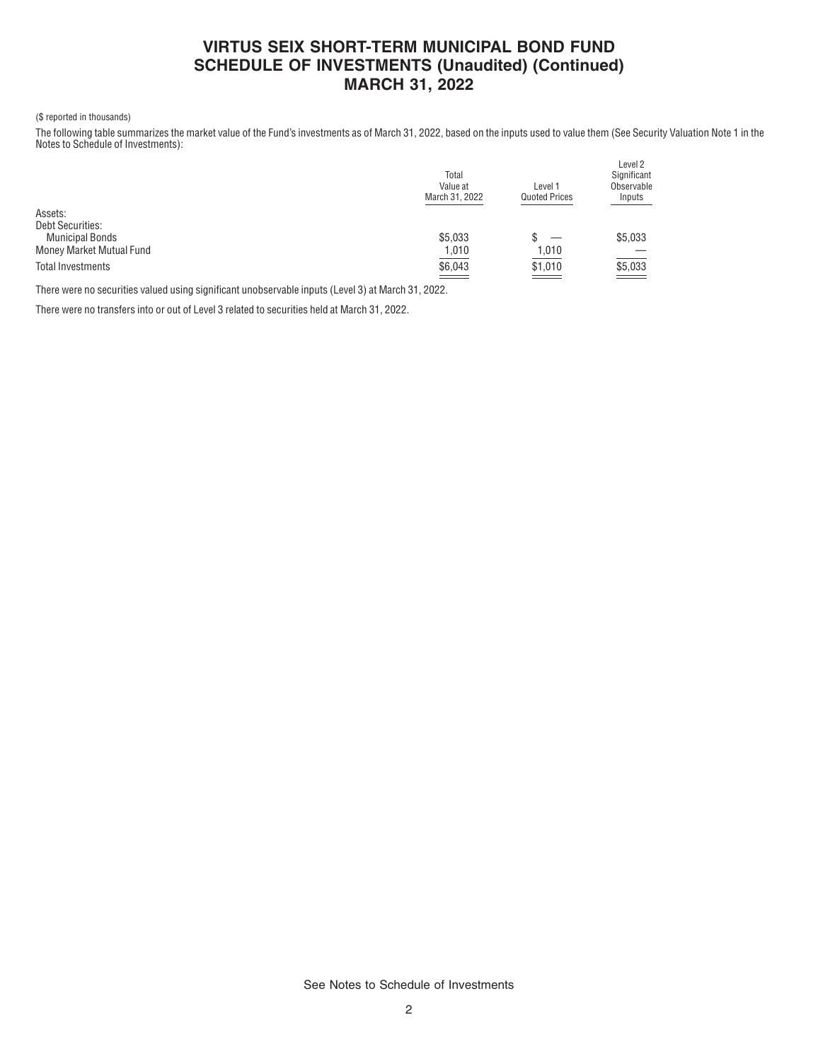# VIRTUS SEIX SHORT-TERM MUNICIPAL BOND FUND
## SCHEDULE OF INVESTMENTS (Unaudited) (Continued)
## MARCH 31, 2022

($ reported in thousands)

The following table summarizes the market value of the Fund's investments as of March 31, 2022, based on the inputs used to value them (See Security Valuation Note 1 in the Notes to Schedule of Investments):

| | Total Value at March 31, 2022 | Level 1 Quoted Prices | Level 2 Significant Observable Inputs |
|---|---|---|---|
| Assets: | | | |
| Debt Securities: | | | |
| Municipal Bonds | $5,033 | $ — | $5,033 |
| Money Market Mutual Fund | 1,010 | 1,010 | — |
| Total Investments | $6,043 | $1,010 | $5,033 |

There were no securities valued using significant unobservable inputs (Level 3) at March 31, 2022.

There were no transfers into or out of Level 3 related to securities held at March 31, 2022.

See Notes to Schedule of Investments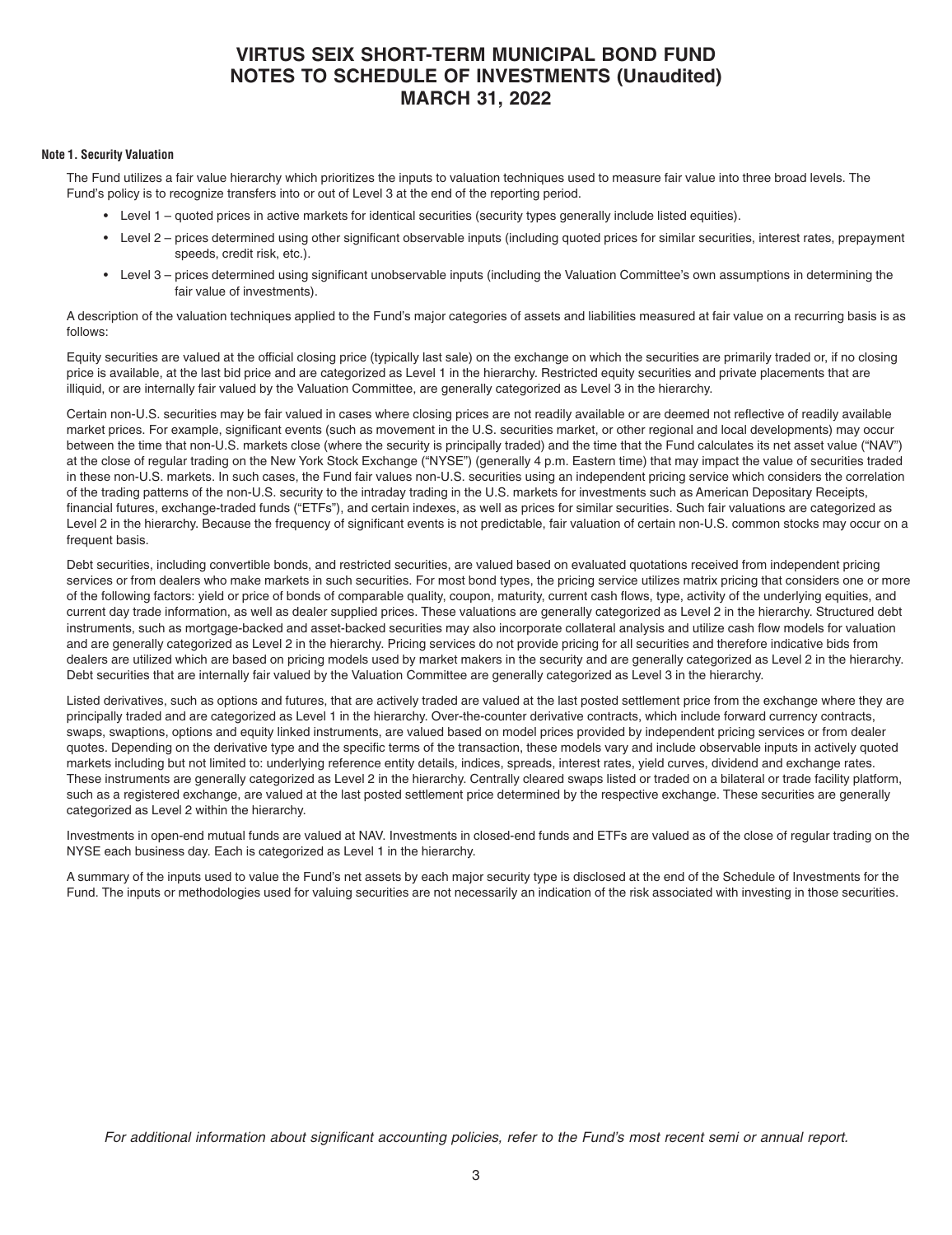# VIRTUS SEIX SHORT-TERM MUNICIPAL BOND FUND
# NOTES TO SCHEDULE OF INVESTMENTS (Unaudited)
# MARCH 31, 2022

**Note 1. Security Valuation**

The Fund utilizes a fair value hierarchy which prioritizes the inputs to valuation techniques used to measure fair value into three broad levels. The Fund's policy is to recognize transfers into or out of Level 3 at the end of the reporting period.

- Level 1 – quoted prices in active markets for identical securities (security types generally include listed equities).
- Level 2 – prices determined using other significant observable inputs (including quoted prices for similar securities, interest rates, prepayment speeds, credit risk, etc.).
- Level 3 – prices determined using significant unobservable inputs (including the Valuation Committee's own assumptions in determining the fair value of investments).

A description of the valuation techniques applied to the Fund's major categories of assets and liabilities measured at fair value on a recurring basis is as follows:

Equity securities are valued at the official closing price (typically last sale) on the exchange on which the securities are primarily traded or, if no closing price is available, at the last bid price and are categorized as Level 1 in the hierarchy. Restricted equity securities and private placements that are illiquid, or are internally fair valued by the Valuation Committee, are generally categorized as Level 3 in the hierarchy.

Certain non-U.S. securities may be fair valued in cases where closing prices are not readily available or are deemed not reflective of readily available market prices. For example, significant events (such as movement in the U.S. securities market, or other regional and local developments) may occur between the time that non-U.S. markets close (where the security is principally traded) and the time that the Fund calculates its net asset value ("NAV") at the close of regular trading on the New York Stock Exchange ("NYSE") (generally 4 p.m. Eastern time) that may impact the value of securities traded in these non-U.S. markets. In such cases, the Fund fair values non-U.S. securities using an independent pricing service which considers the correlation of the trading patterns of the non-U.S. security to the intraday trading in the U.S. markets for investments such as American Depositary Receipts, financial futures, exchange-traded funds ("ETFs"), and certain indexes, as well as prices for similar securities. Such fair valuations are categorized as Level 2 in the hierarchy. Because the frequency of significant events is not predictable, fair valuation of certain non-U.S. common stocks may occur on a frequent basis.

Debt securities, including convertible bonds, and restricted securities, are valued based on evaluated quotations received from independent pricing services or from dealers who make markets in such securities. For most bond types, the pricing service utilizes matrix pricing that considers one or more of the following factors: yield or price of bonds of comparable quality, coupon, maturity, current cash flows, type, activity of the underlying equities, and current day trade information, as well as dealer supplied prices. These valuations are generally categorized as Level 2 in the hierarchy. Structured debt instruments, such as mortgage-backed and asset-backed securities may also incorporate collateral analysis and utilize cash flow models for valuation and are generally categorized as Level 2 in the hierarchy. Pricing services do not provide pricing for all securities and therefore indicative bids from dealers are utilized which are based on pricing models used by market makers in the security and are generally categorized as Level 2 in the hierarchy. Debt securities that are internally fair valued by the Valuation Committee are generally categorized as Level 3 in the hierarchy.

Listed derivatives, such as options and futures, that are actively traded are valued at the last posted settlement price from the exchange where they are principally traded and are categorized as Level 1 in the hierarchy. Over-the-counter derivative contracts, which include forward currency contracts, swaps, swaptions, options and equity linked instruments, are valued based on model prices provided by independent pricing services or from dealer quotes. Depending on the derivative type and the specific terms of the transaction, these models vary and include observable inputs in actively quoted markets including but not limited to: underlying reference entity details, indices, spreads, interest rates, yield curves, dividend and exchange rates. These instruments are generally categorized as Level 2 in the hierarchy. Centrally cleared swaps listed or traded on a bilateral or trade facility platform, such as a registered exchange, are valued at the last posted settlement price determined by the respective exchange. These securities are generally categorized as Level 2 within the hierarchy.

Investments in open-end mutual funds are valued at NAV. Investments in closed-end funds and ETFs are valued as of the close of regular trading on the NYSE each business day. Each is categorized as Level 1 in the hierarchy.

A summary of the inputs used to value the Fund's net assets by each major security type is disclosed at the end of the Schedule of Investments for the Fund. The inputs or methodologies used for valuing securities are not necessarily an indication of the risk associated with investing in those securities.

*For additional information about significant accounting policies, refer to the Fund's most recent semi or annual report.*